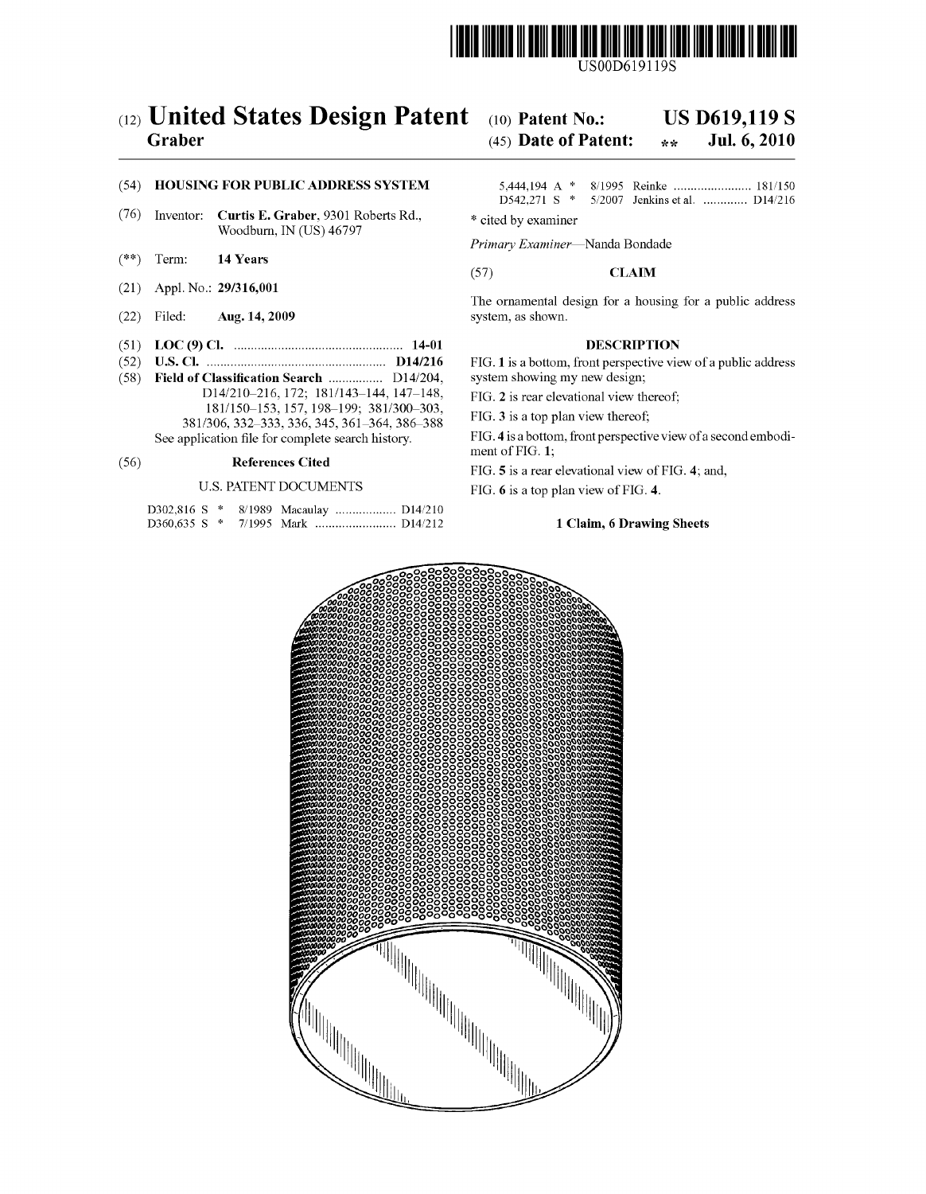US00D619119S

(12) **United States Design Patent** (10) **Patent No.:** **US D619,119 S**

**Graber** (45) **Date of Patent:** ** **Jul. 6, 2010**

(54) **HOUSING FOR PUBLIC ADDRESS SYSTEM**

(76) Inventor: **Curtis E. Graber**, 9301 Roberts Rd., Woodburn, IN (US) 46797

(**) Term: **14 Years**

(21) Appl. No.: **29/316,001**

(22) Filed: **Aug. 14, 2009**

(51) **LOC (9) Cl.** .................................................. **14-01**

(52) **U.S. Cl.** ..................................................... **D14/216**

(58) **Field of Classification Search** ................ D14/204, D14/210–216, 172; 181/143–144, 147–148, 181/150–153, 157, 198–199; 381/300–303, 381/306, 332–333, 336, 345, 361–364, 386–388

See application file for complete search history.

(56) **References Cited**

U.S. PATENT DOCUMENTS

D302,816 S * 8/1989 Macaulay .................. D14/210
D360,635 S * 7/1995 Mark ........................ D14/212
5,444,194 A * 8/1995 Reinke ....................... 181/150
D542,271 S * 5/2007 Jenkins et al. ............. D14/216

\* cited by examiner

*Primary Examiner*—Nanda Bondade

(57) **CLAIM**

The ornamental design for a housing for a public address system, as shown.

**DESCRIPTION**

FIG. 1 is a bottom, front perspective view of a public address system showing my new design;

FIG. 2 is rear elevational view thereof;

FIG. 3 is a top plan view thereof;

FIG. 4 is a bottom, front perspective view of a second embodiment of FIG. 1;

FIG. 5 is a rear elevational view of FIG. 4; and,

FIG. 6 is a top plan view of FIG. 4.

**1 Claim, 6 Drawing Sheets**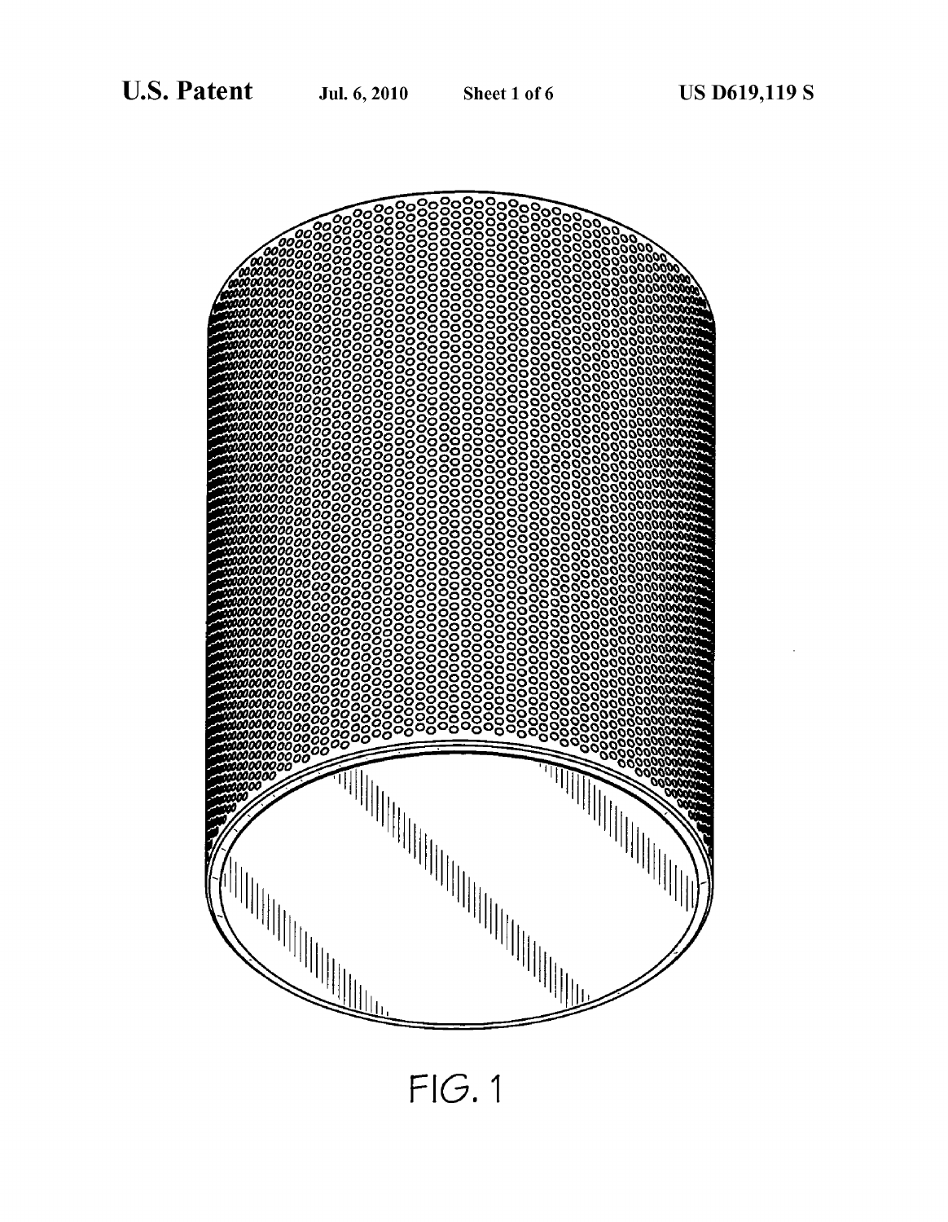FIG. 1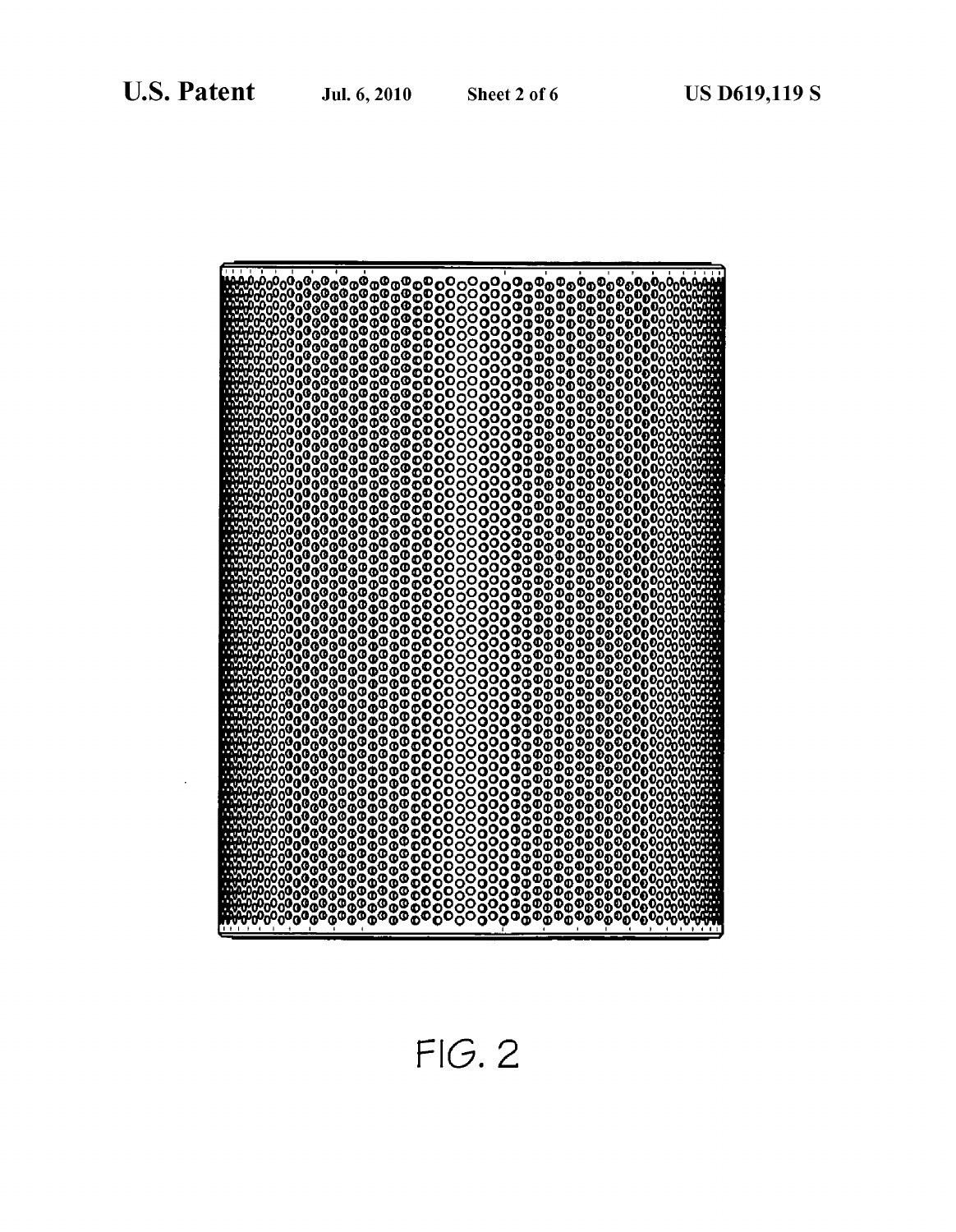FIG. 2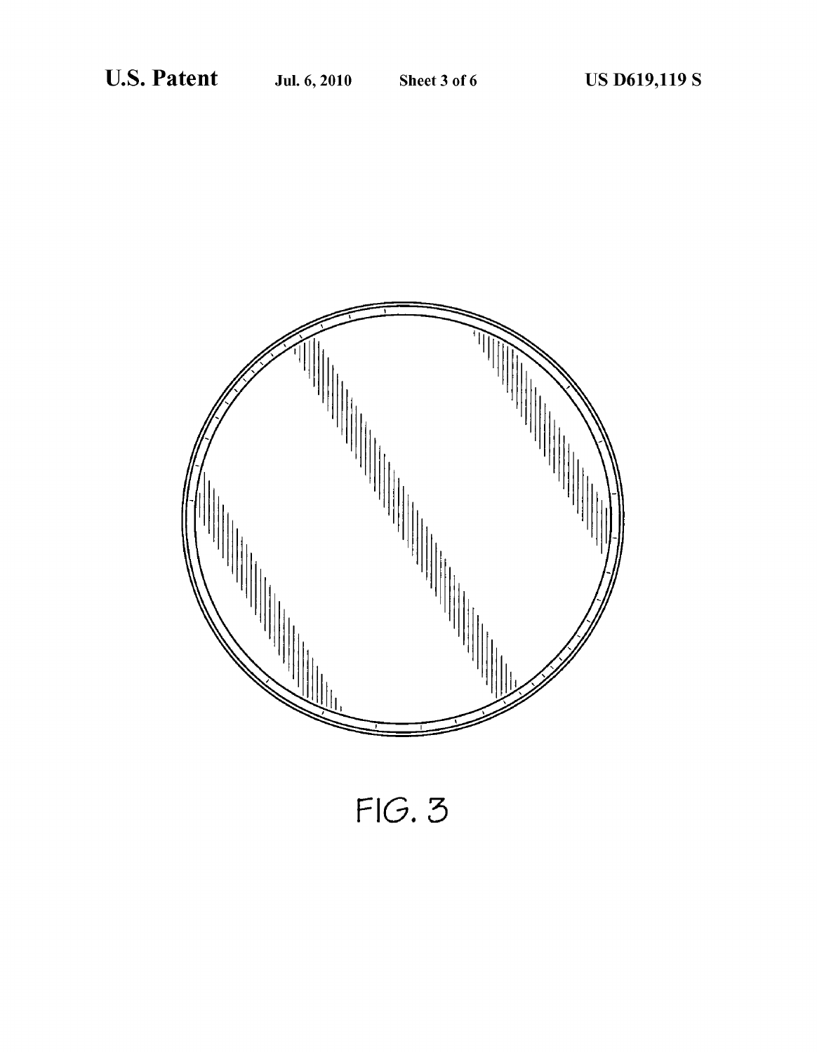FIG. 3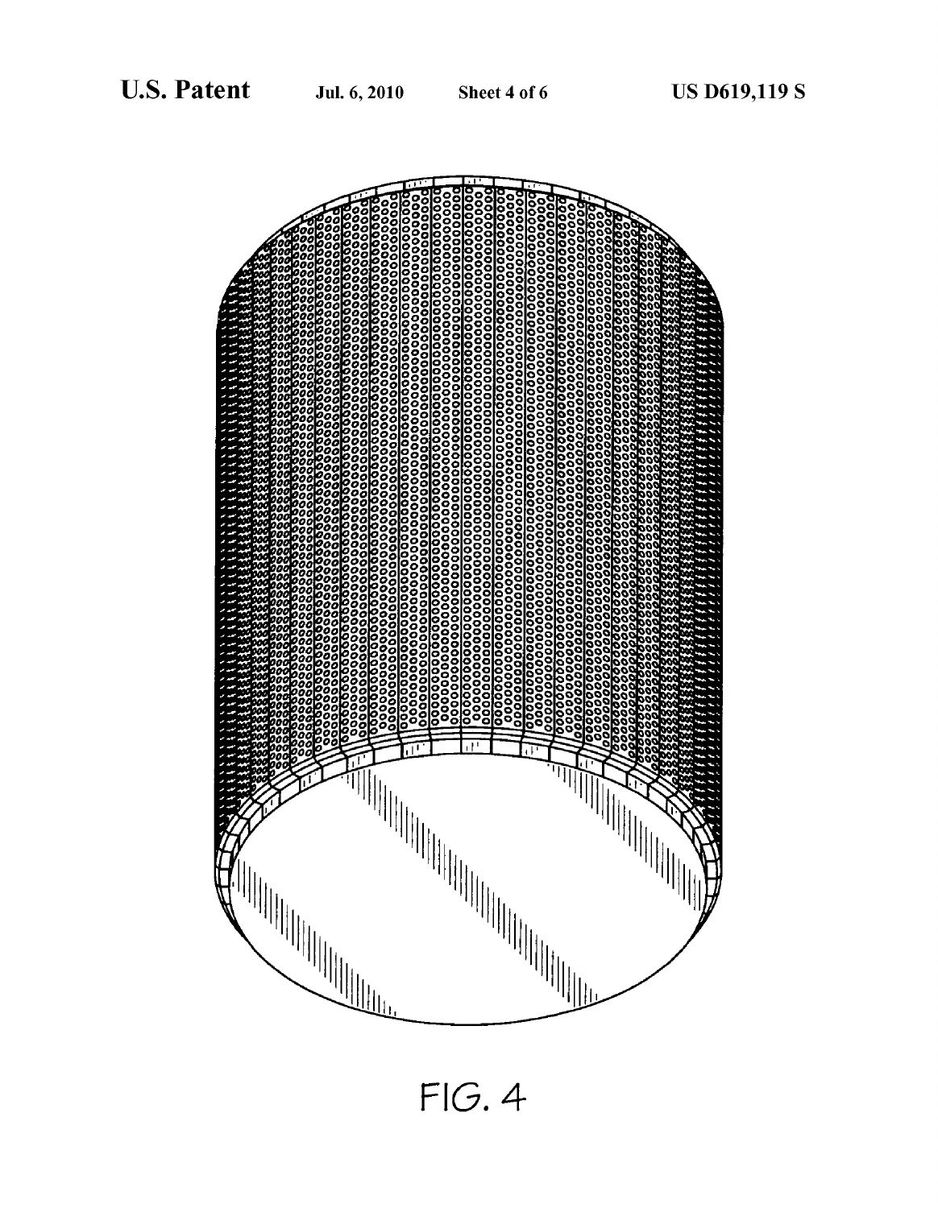FIG. 4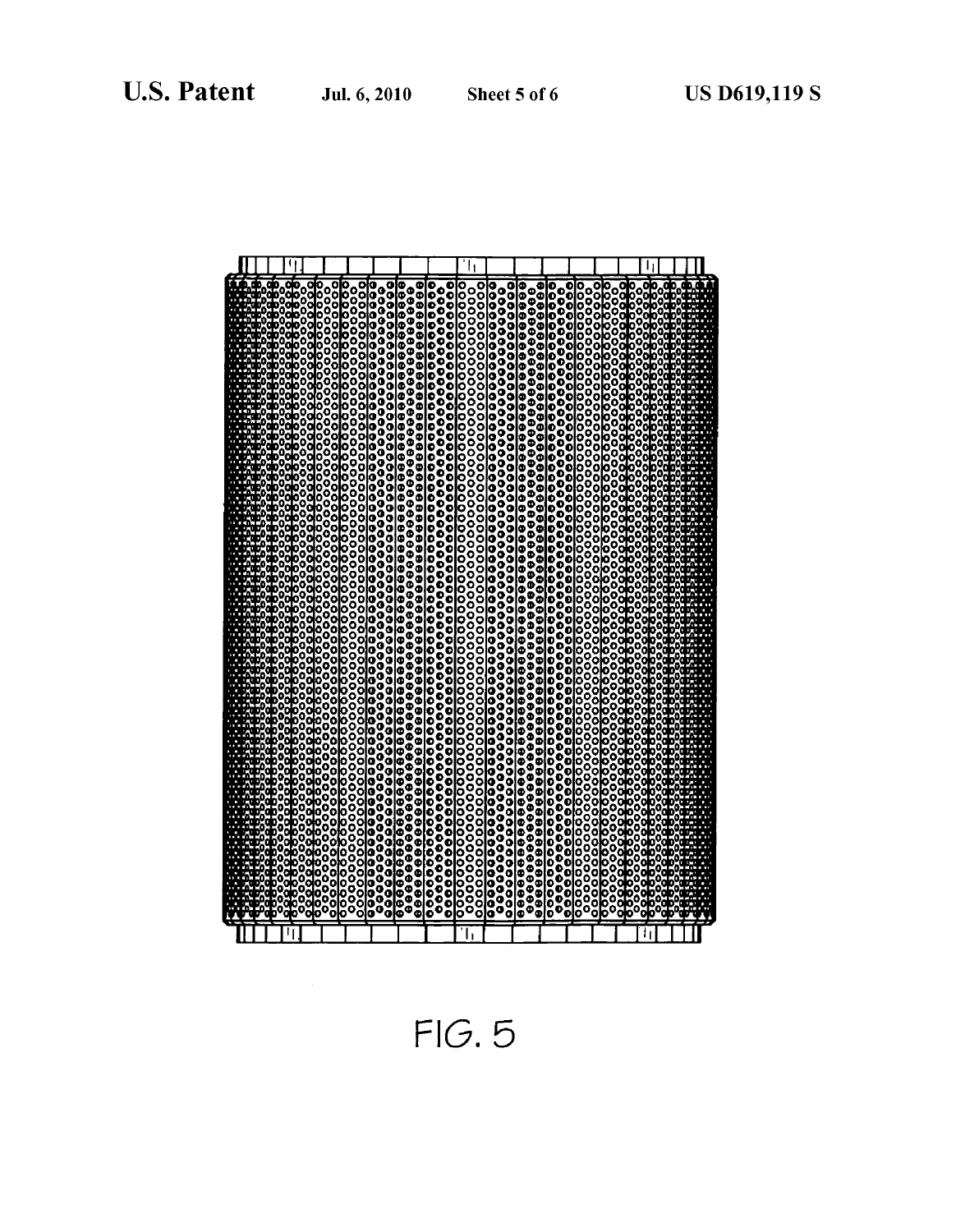FIG. 5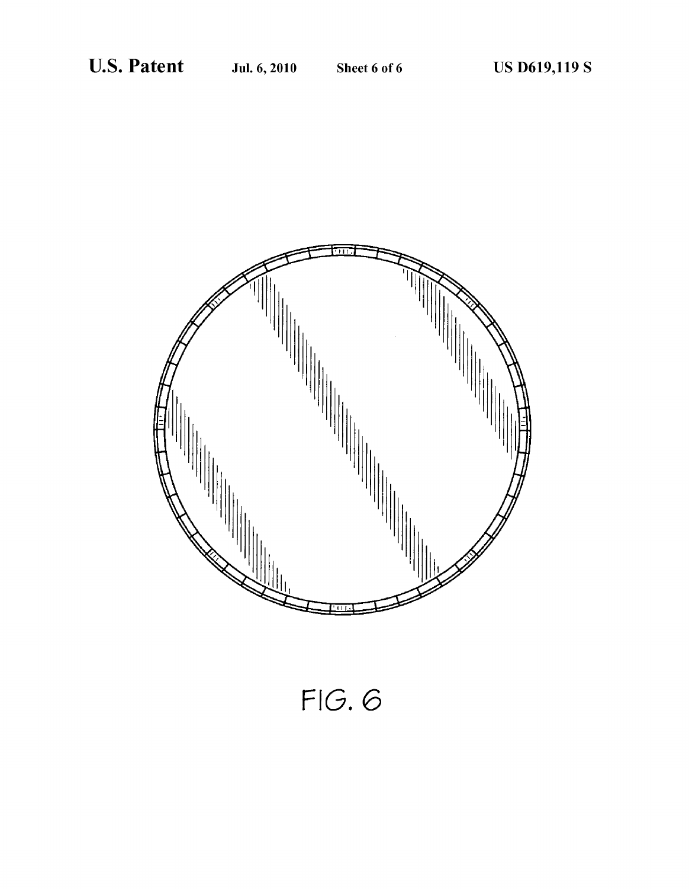FIG. 6